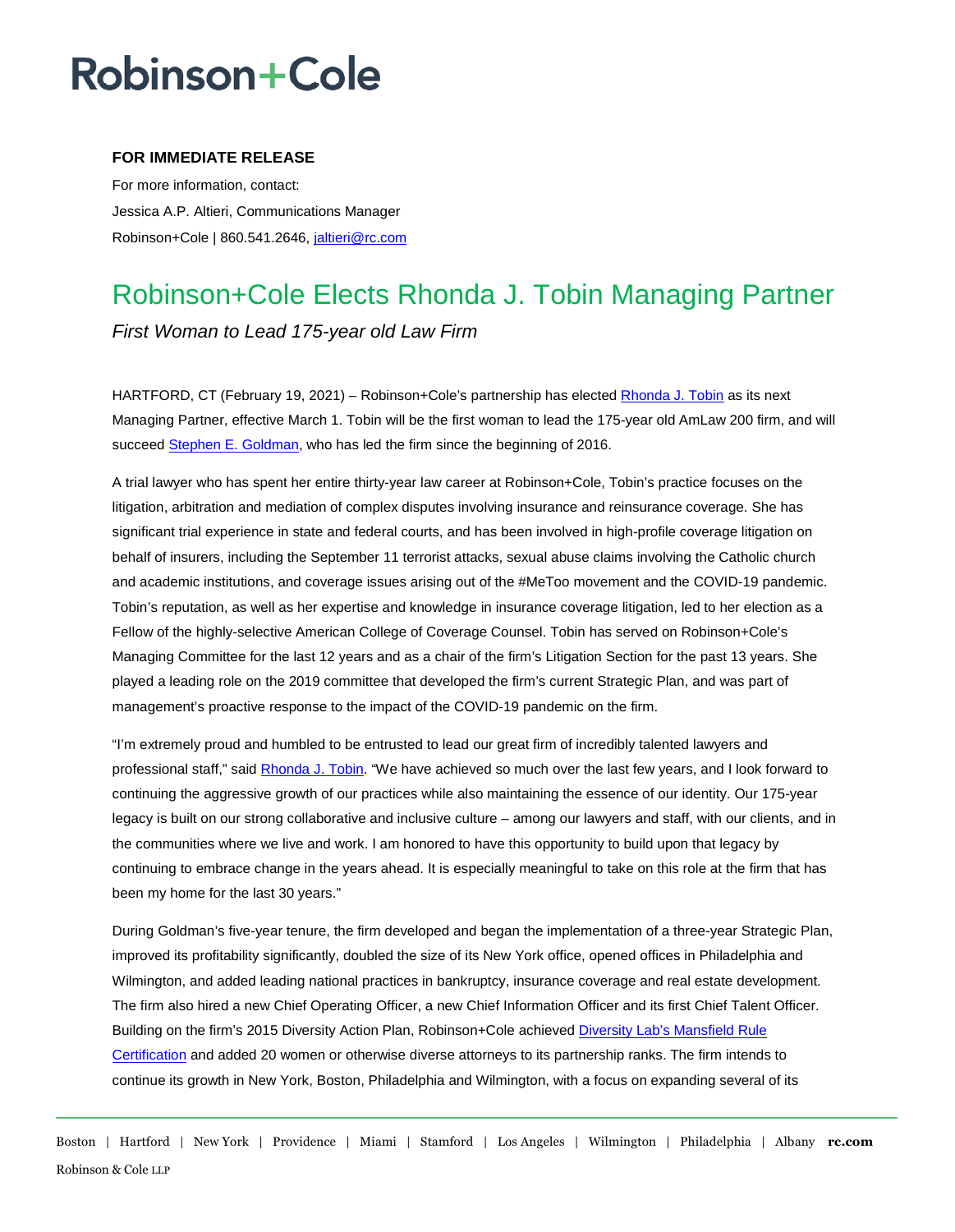# Robinson+Cole

**FOR IMMEDIATE RELEASE**

For more information, contact:

Jessica A.P. Altieri, Communications Manager

Robinson+Cole | 860.541.2646, jaltieri@rc.com

## Robinson+Cole Elects Rhonda J. Tobin Managing Partner

*First Woman to Lead 175-year old Law Firm*

HARTFORD, CT (February 19, 2021) – Robinson+Cole's partnership has elected Rhonda J. Tobin as its next Managing Partner, effective March 1. Tobin will be the first woman to lead the 175-year old AmLaw 200 firm, and will succeed Stephen E. Goldman, who has led the firm since the beginning of 2016.

A trial lawyer who has spent her entire thirty-year law career at Robinson+Cole, Tobin's practice focuses on the litigation, arbitration and mediation of complex disputes involving insurance and reinsurance coverage. She has significant trial experience in state and federal courts, and has been involved in high-profile coverage litigation on behalf of insurers, including the September 11 terrorist attacks, sexual abuse claims involving the Catholic church and academic institutions, and coverage issues arising out of the #MeToo movement and the COVID-19 pandemic. Tobin's reputation, as well as her expertise and knowledge in insurance coverage litigation, led to her election as a Fellow of the highly-selective American College of Coverage Counsel. Tobin has served on Robinson+Cole's Managing Committee for the last 12 years and as a chair of the firm's Litigation Section for the past 13 years. She played a leading role on the 2019 committee that developed the firm's current Strategic Plan, and was part of management's proactive response to the impact of the COVID-19 pandemic on the firm.

"I'm extremely proud and humbled to be entrusted to lead our great firm of incredibly talented lawyers and professional staff," said Rhonda J. Tobin. "We have achieved so much over the last few years, and I look forward to continuing the aggressive growth of our practices while also maintaining the essence of our identity. Our 175-year legacy is built on our strong collaborative and inclusive culture – among our lawyers and staff, with our clients, and in the communities where we live and work. I am honored to have this opportunity to build upon that legacy by continuing to embrace change in the years ahead. It is especially meaningful to take on this role at the firm that has been my home for the last 30 years."

During Goldman's five-year tenure, the firm developed and began the implementation of a three-year Strategic Plan, improved its profitability significantly, doubled the size of its New York office, opened offices in Philadelphia and Wilmington, and added leading national practices in bankruptcy, insurance coverage and real estate development. The firm also hired a new Chief Operating Officer, a new Chief Information Officer and its first Chief Talent Officer. Building on the firm's 2015 Diversity Action Plan, Robinson+Cole achieved Diversity Lab's Mansfield Rule Certification and added 20 women or otherwise diverse attorneys to its partnership ranks. The firm intends to continue its growth in New York, Boston, Philadelphia and Wilmington, with a focus on expanding several of its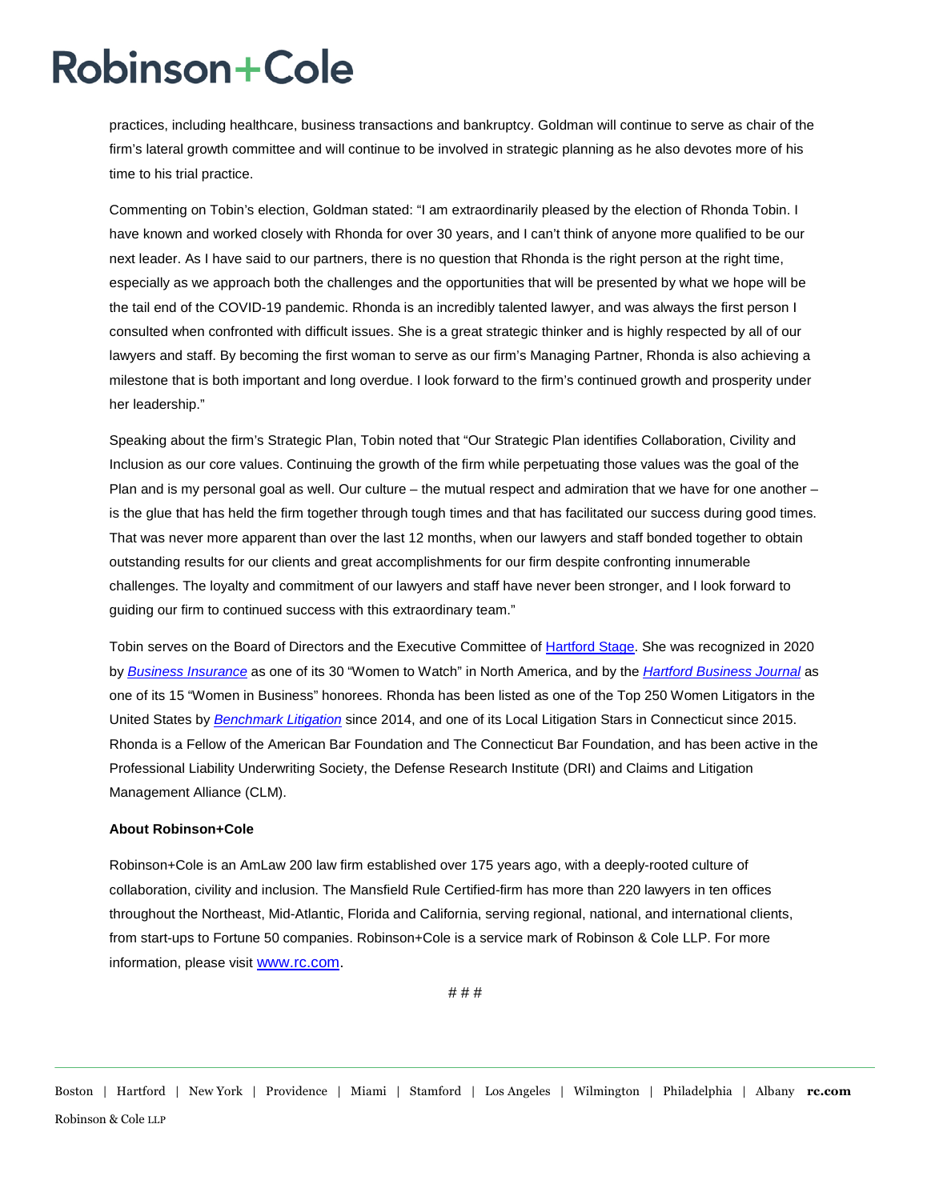practices, including healthcare, business transactions and bankruptcy. Goldman will continue to serve as chair of the firm's lateral growth committee and will continue to be involved in strategic planning as he also devotes more of his time to his trial practice.

Commenting on Tobin's election, Goldman stated: "I am extraordinarily pleased by the election of Rhonda Tobin. I have known and worked closely with Rhonda for over 30 years, and I can't think of anyone more qualified to be our next leader. As I have said to our partners, there is no question that Rhonda is the right person at the right time, especially as we approach both the challenges and the opportunities that will be presented by what we hope will be the tail end of the COVID-19 pandemic. Rhonda is an incredibly talented lawyer, and was always the first person I consulted when confronted with difficult issues. She is a great strategic thinker and is highly respected by all of our lawyers and staff. By becoming the first woman to serve as our firm's Managing Partner, Rhonda is also achieving a milestone that is both important and long overdue. I look forward to the firm's continued growth and prosperity under her leadership."

Speaking about the firm's Strategic Plan, Tobin noted that "Our Strategic Plan identifies Collaboration, Civility and Inclusion as our core values. Continuing the growth of the firm while perpetuating those values was the goal of the Plan and is my personal goal as well. Our culture – the mutual respect and admiration that we have for one another – is the glue that has held the firm together through tough times and that has facilitated our success during good times. That was never more apparent than over the last 12 months, when our lawyers and staff bonded together to obtain outstanding results for our clients and great accomplishments for our firm despite confronting innumerable challenges. The loyalty and commitment of our lawyers and staff have never been stronger, and I look forward to guiding our firm to continued success with this extraordinary team."

Tobin serves on the Board of Directors and the Executive Committee of Hartford Stage. She was recognized in 2020 by *Business Insurance* as one of its 30 "Women to Watch" in North America, and by the *Hartford Business Journal* as one of its 15 "Women in Business" honorees. Rhonda has been listed as one of the Top 250 Women Litigators in the United States by *Benchmark Litigation* since 2014, and one of its Local Litigation Stars in Connecticut since 2015. Rhonda is a Fellow of the American Bar Foundation and The Connecticut Bar Foundation, and has been active in the Professional Liability Underwriting Society, the Defense Research Institute (DRI) and Claims and Litigation Management Alliance (CLM).

**About Robinson+Cole**

Robinson+Cole is an AmLaw 200 law firm established over 175 years ago, with a deeply-rooted culture of collaboration, civility and inclusion. The Mansfield Rule Certified-firm has more than 220 lawyers in ten offices throughout the Northeast, Mid-Atlantic, Florida and California, serving regional, national, and international clients, from start-ups to Fortune 50 companies. Robinson+Cole is a service mark of Robinson & Cole LLP. For more information, please visit www.rc.com.

# # #